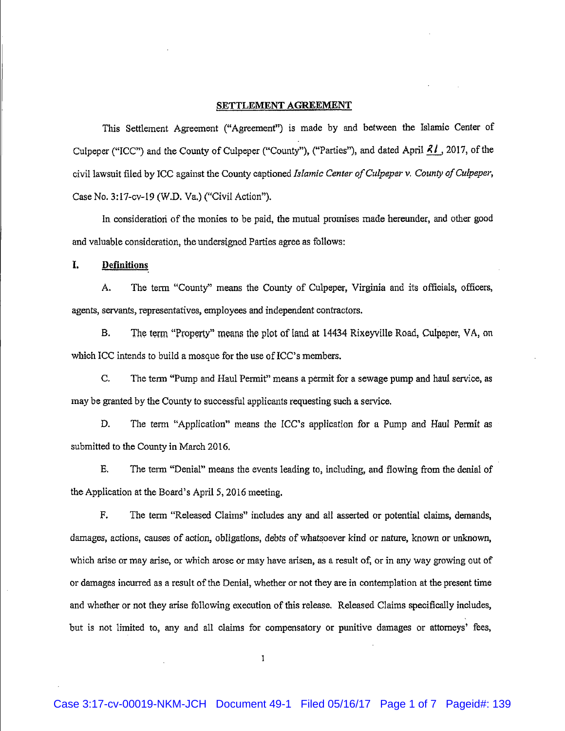## SETTLEMENT AGREEMENT

This Settlement Agreement ("Agreement") is made by and between the Islamic Center of Culpeper ("ICC") and the County of Culpeper ("County"), ("Parties"), and dated April 21, 2017, of the civil lawsuit filed by ICC against the County captioned *Islamic Center of Culpeper v. County of Culpeper*, Case No. 3:17-cv-19 (W.D. Va.) ("Civil Action").

In consideration of the monies to be paid, the mutual promises made hereunder, and other good and valuable consideration, the undersigned Parties agree as follows:

### I. Definitions

A. The term "County" means the County of Culpeper, Virginia and its officials, officers, agents, servants, representatives, employees and independent contractors.

B. The term "Property" means the plot of land at 14434 Rixeyville Road, Culpeper, VA, on which ICC intends to build a mosque for the use of ICC's members.

C. The term "Pump and Haul Permit" means a permit for a sewage pump and haul service, as may be granted by the County to successful applicants requesting such a service.

D. The term "Application" means the ICC's application for a Pump and Haul Permit as submitted to the County in March 2016.

E. The term "Denial" means the events leading to, including, and flowing from the denial of the Application at the Board's April 5, 2016 meeting.

F. The term "Released Claims" includes any and all asserted or potential claims, demands, damages, actions, causes of action, obligations, debts of whatsoever kind or nature, known or unknown, which arise or may arise, or which arose or may have arisen, as a result of, or in any way growing out of or damages incurred as a result of the Denial, whether or not they are in contemplation at the present time and whether or not they arise following execution of this release. Released Claims specifically includes, but is not limited to, any and all claims for compensatory or punitive damages or attorneys' fees,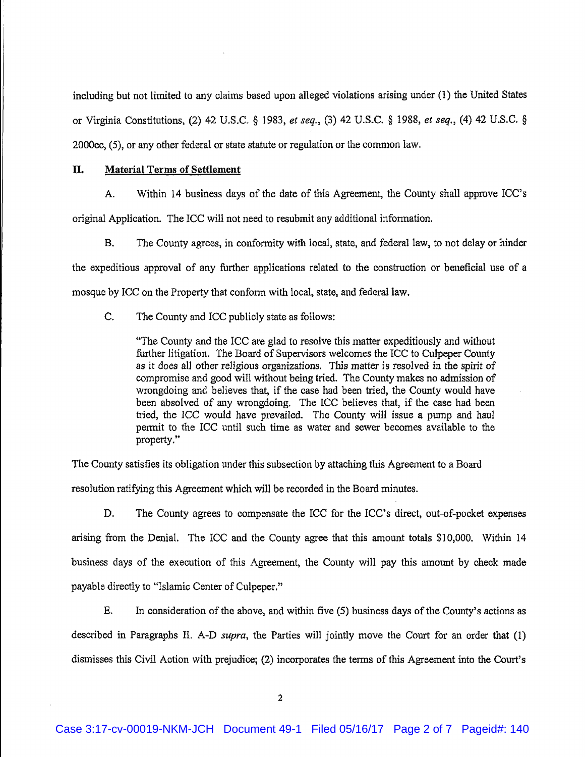including but not limited to any claims based upon alleged violations arising under (1) the United States or Virginia Constitutions, (2) 42 U.S.C. § 1983, *et seq.*, (3) 42 U.S.C. § 1988, *et seq.*, (4) 42 U.S.C. § 2000cc, (5), or any other federal or state statute or regulation or the common law.

## II. Material Terms of Settlement

A. Within 14 business days of the date of this Agreement, the County shall approve ICC's original Application. The ICC will not need to resubmit any additional information.

B. The County agrees, in conformity with local, state, and federal law, to not delay or hinder the expeditious approval of any further applications related to the construction or beneficial use of a mosque by ICC on the Property that conform with local, state, and federal law.

C. The County and ICC publicly state as follows:

> "The County and the ICC are glad to resolve this matter expeditiously and without further litigation. The Board of Supervisors welcomes the ICC to Culpeper County as it does all other religious organizations. This matter is resolved in the spirit of compromise and good will without being tried. The County makes no admission of wrongdoing and believes that, if the case had been tried, the County would have been absolved of any wrongdoing. The ICC believes that, if the case had been tried, the ICC would have prevailed. The County will issue a pump and haul permit to the ICC until such time as water and sewer becomes available to the property."

The County satisfies its obligation under this subsection by attaching this Agreement to a Board resolution ratifying this Agreement which will be recorded in the Board minutes.

D. The County agrees to compensate the ICC for the ICC's direct, out-of-pocket expenses arising from the Denial. The ICC and the County agree that this amount totals $10,000. Within 14 business days of the execution of this Agreement, the County will pay this amount by check made payable directly to "Islamic Center of Culpeper."

E. In consideration of the above, and within five (5) business days of the County's actions as described in Paragraphs II. A-D *supra*, the Parties will jointly move the Court for an order that (1) dismisses this Civil Action with prejudice; (2) incorporates the terms of this Agreement into the Court's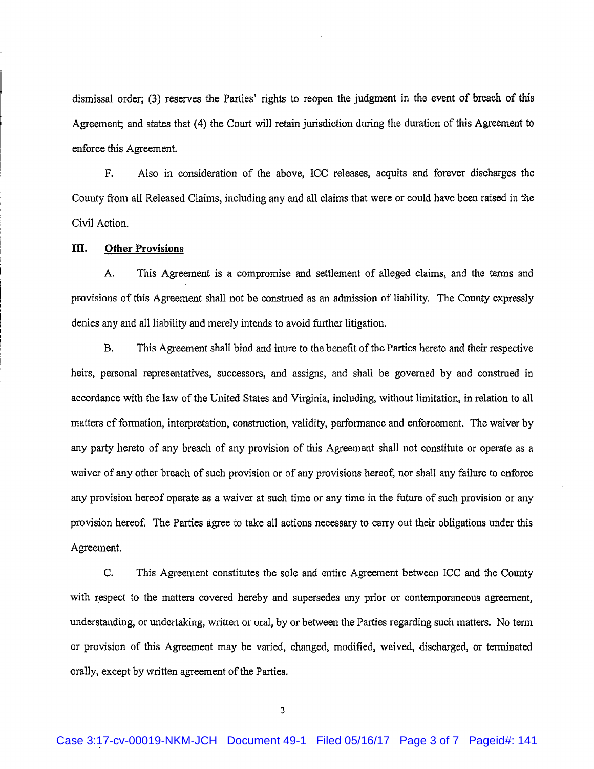dismissal order; (3) reserves the Parties' rights to reopen the judgment in the event of breach of this Agreement; and states that (4) the Court will retain jurisdiction during the duration of this Agreement to enforce this Agreement.

F. Also in consideration of the above, ICC releases, acquits and forever discharges the County from all Released Claims, including any and all claims that were or could have been raised in the Civil Action.

## III. Other Provisions

A. This Agreement is a compromise and settlement of alleged claims, and the terms and provisions of this Agreement shall not be construed as an admission of liability. The County expressly denies any and all liability and merely intends to avoid further litigation.

B. This Agreement shall bind and inure to the benefit of the Parties hereto and their respective heirs, personal representatives, successors, and assigns, and shall be governed by and construed in accordance with the law of the United States and Virginia, including, without limitation, in relation to all matters of formation, interpretation, construction, validity, performance and enforcement. The waiver by any party hereto of any breach of any provision of this Agreement shall not constitute or operate as a waiver of any other breach of such provision or of any provisions hereof, nor shall any failure to enforce any provision hereof operate as a waiver at such time or any time in the future of such provision or any provision hereof. The Parties agree to take all actions necessary to carry out their obligations under this Agreement.

C. This Agreement constitutes the sole and entire Agreement between ICC and the County with respect to the matters covered hereby and supersedes any prior or contemporaneous agreement, understanding, or undertaking, written or oral, by or between the Parties regarding such matters. No term or provision of this Agreement may be varied, changed, modified, waived, discharged, or terminated orally, except by written agreement of the Parties.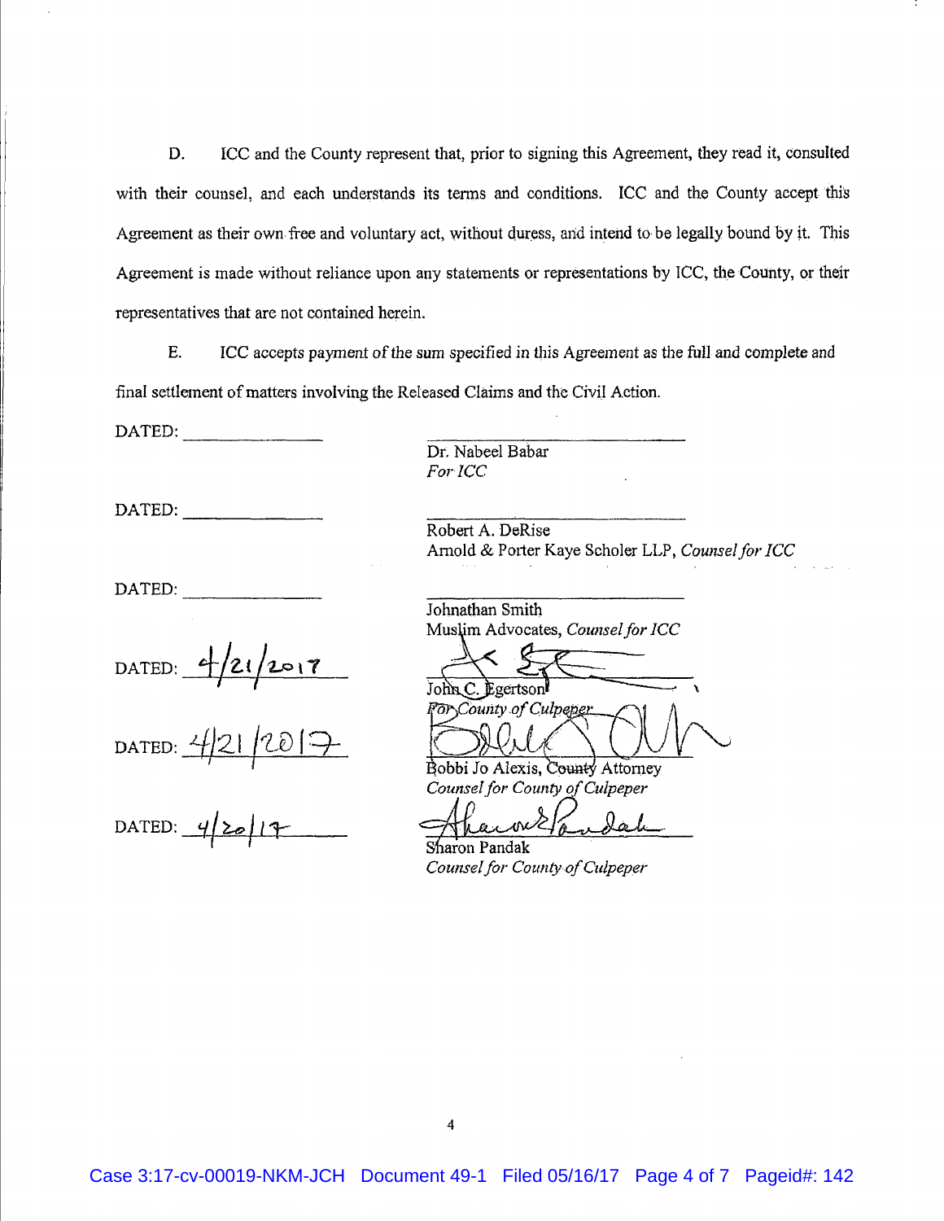D. ICC and the County represent that, prior to signing this Agreement, they read it, consulted with their counsel, and each understands its terms and conditions. ICC and the County accept this Agreement as their own free and voluntary act, without duress, and intend to be legally bound by it. This Agreement is made without reliance upon any statements or representations by ICC, the County, or their representatives that are not contained herein.

E. ICC accepts payment of the sum specified in this Agreement as the full and complete and final settlement of matters involving the Released Claims and the Civil Action.

DATED: ______________

Dr. Nabeel Babar
*For ICC*

DATED: ______________

Robert A. DeRise
Arnold & Porter Kaye Scholer LLP, *Counsel for ICC*

DATED: ______________

Johnathan Smith
Muslim Advocates, *Counsel for ICC*

DATED: 4/21/2017

John C. Egertson
*For County of Culpeper*

DATED: 4/21/2017

Bobbi Jo Alexis, County Attorney
*Counsel for County of Culpeper*

DATED: 4/20/17

Sharon Pandak
*Counsel for County of Culpeper*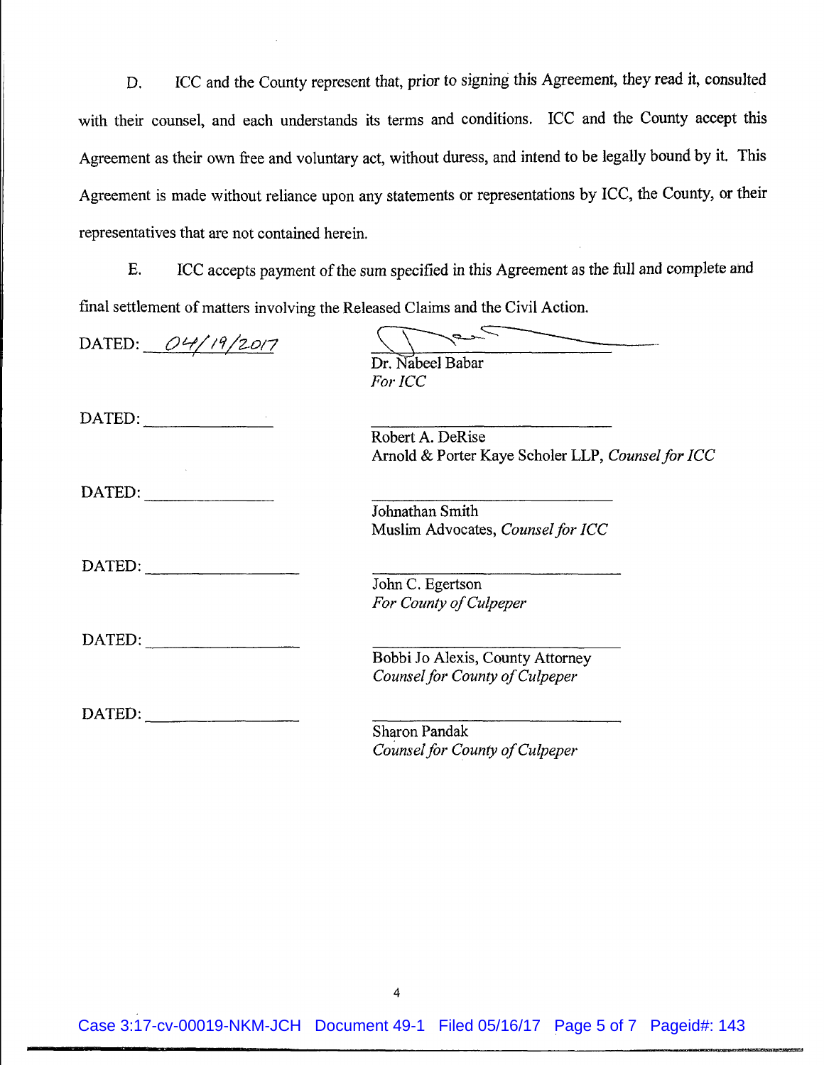D. ICC and the County represent that, prior to signing this Agreement, they read it, consulted with their counsel, and each understands its terms and conditions. ICC and the County accept this Agreement as their own free and voluntary act, without duress, and intend to be legally bound by it. This Agreement is made without reliance upon any statements or representations by ICC, the County, or their representatives that are not contained herein.

E. ICC accepts payment of the sum specified in this Agreement as the full and complete and final settlement of matters involving the Released Claims and the Civil Action.

DATED: 04/19/2017

Dr. Nabeel Babar
*For ICC*

DATED: \_\_\_\_\_\_\_\_\_\_\_\_\_\_\_

Robert A. DeRise
Arnold & Porter Kaye Scholer LLP, *Counsel for ICC*

DATED: \_\_\_\_\_\_\_\_\_\_\_\_\_\_\_

Johnathan Smith
Muslim Advocates, *Counsel for ICC*

DATED: \_\_\_\_\_\_\_\_\_\_\_\_\_\_\_

John C. Egertson
*For County of Culpeper*

DATED: \_\_\_\_\_\_\_\_\_\_\_\_\_\_\_

Bobbi Jo Alexis, County Attorney
*Counsel for County of Culpeper*

DATED: \_\_\_\_\_\_\_\_\_\_\_\_\_\_\_

Sharon Pandak
*Counsel for County of Culpeper*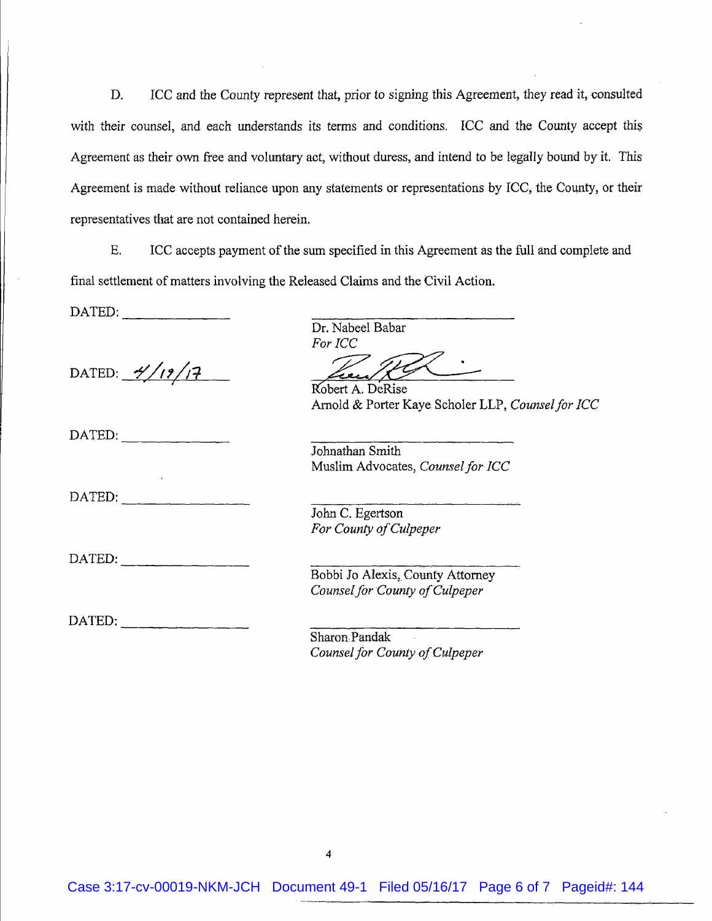D. ICC and the County represent that, prior to signing this Agreement, they read it, consulted with their counsel, and each understands its terms and conditions. ICC and the County accept this Agreement as their own free and voluntary act, without duress, and intend to be legally bound by it. This Agreement is made without reliance upon any statements or representations by ICC, the County, or their representatives that are not contained herein.

E. ICC accepts payment of the sum specified in this Agreement as the full and complete and final settlement of matters involving the Released Claims and the Civil Action.

DATED: ______________

______________________________
Dr. Nabeel Babar
*For ICC*

DATED: 4/19/17

______________________________
Robert A. DeRise
Arnold & Porter Kaye Scholer LLP, *Counsel for ICC*

DATED: ______________

______________________________
Johnathan Smith
Muslim Advocates, *Counsel for ICC*

DATED: ______________

______________________________
John C. Egertson
*For County of Culpeper*

DATED: ______________

______________________________
Bobbi Jo Alexis, County Attorney
*Counsel for County of Culpeper*

DATED: ______________

______________________________
Sharon Pandak
*Counsel for County of Culpeper*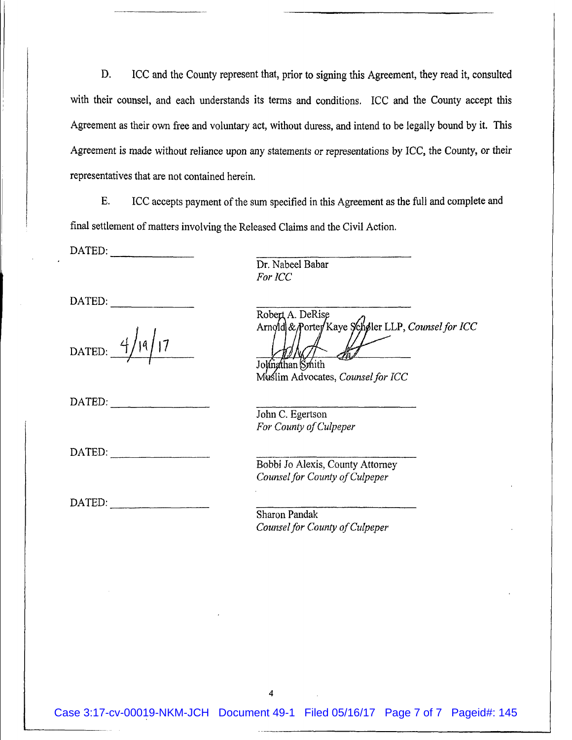D. ICC and the County represent that, prior to signing this Agreement, they read it, consulted with their counsel, and each understands its terms and conditions. ICC and the County accept this Agreement as their own free and voluntary act, without duress, and intend to be legally bound by it. This Agreement is made without reliance upon any statements or representations by ICC, the County, or their representatives that are not contained herein.

E. ICC accepts payment of the sum specified in this Agreement as the full and complete and final settlement of matters involving the Released Claims and the Civil Action.

DATED: ______________

______________________________
Dr. Nabeel Babar
*For ICC*

DATED: ______________

______________________________
Robert A. DeRise
Arnold & Porter Kaye Scholer LLP, *Counsel for ICC*

DATED: 4/19/17

______________________________
Johnathan Smith
Muslim Advocates, *Counsel for ICC*

DATED: ______________

______________________________
John C. Egertson
*For County of Culpeper*

DATED: ______________

______________________________
Bobbi Jo Alexis, County Attorney
*Counsel for County of Culpeper*

DATED: ______________

______________________________
Sharon Pandak
*Counsel for County of Culpeper*